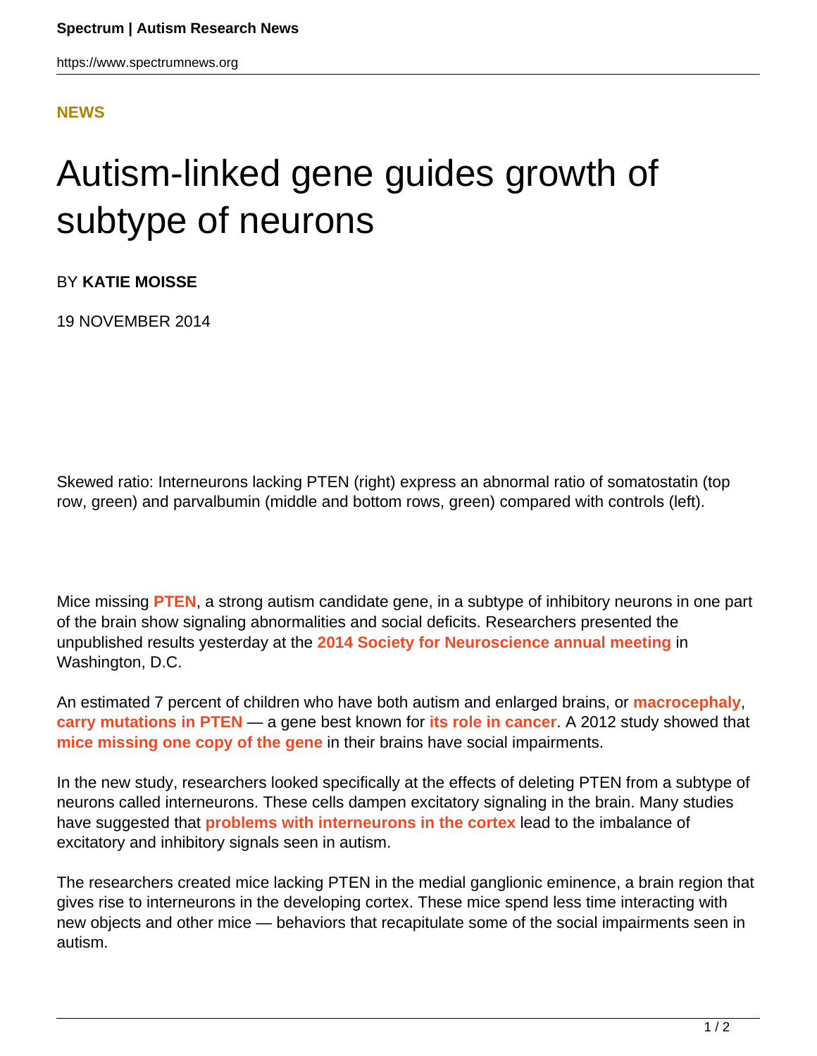NEWS

# Autism-linked gene guides growth of subtype of neurons

BY **KATIE MOISSE**

19 NOVEMBER 2014

Skewed ratio: Interneurons lacking PTEN (right) express an abnormal ratio of somatostatin (top row, green) and parvalbumin (middle and bottom rows, green) compared with controls (left).

Mice missing **PTEN**, a strong autism candidate gene, in a subtype of inhibitory neurons in one part of the brain show signaling abnormalities and social deficits. Researchers presented the unpublished results yesterday at the **2014 Society for Neuroscience annual meeting** in Washington, D.C.

An estimated 7 percent of children who have both autism and enlarged brains, or **macrocephaly**, **carry mutations in PTEN** — a gene best known for **its role in cancer**. A 2012 study showed that **mice missing one copy of the gene** in their brains have social impairments.

In the new study, researchers looked specifically at the effects of deleting PTEN from a subtype of neurons called interneurons. These cells dampen excitatory signaling in the brain. Many studies have suggested that **problems with interneurons in the cortex** lead to the imbalance of excitatory and inhibitory signals seen in autism.

The researchers created mice lacking PTEN in the medial ganglionic eminence, a brain region that gives rise to interneurons in the developing cortex. These mice spend less time interacting with new objects and other mice — behaviors that recapitulate some of the social impairments seen in autism.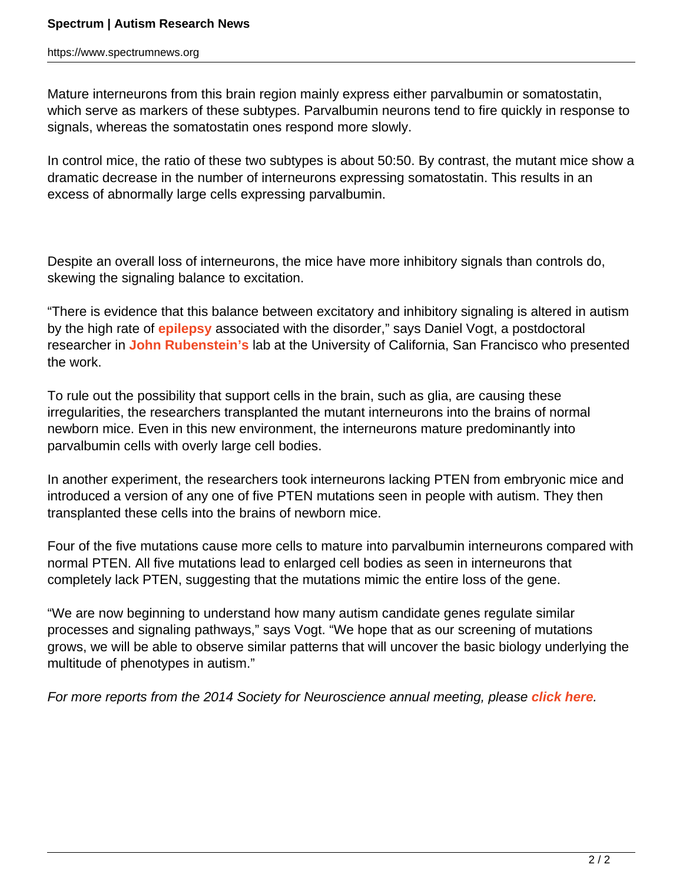Mature interneurons from this brain region mainly express either parvalbumin or somatostatin, which serve as markers of these subtypes. Parvalbumin neurons tend to fire quickly in response to signals, whereas the somatostatin ones respond more slowly.

In control mice, the ratio of these two subtypes is about 50:50. By contrast, the mutant mice show a dramatic decrease in the number of interneurons expressing somatostatin. This results in an excess of abnormally large cells expressing parvalbumin.

Despite an overall loss of interneurons, the mice have more inhibitory signals than controls do, skewing the signaling balance to excitation.

"There is evidence that this balance between excitatory and inhibitory signaling is altered in autism by the high rate of **epilepsy** associated with the disorder," says Daniel Vogt, a postdoctoral researcher in **John Rubenstein's** lab at the University of California, San Francisco who presented the work.

To rule out the possibility that support cells in the brain, such as glia, are causing these irregularities, the researchers transplanted the mutant interneurons into the brains of normal newborn mice. Even in this new environment, the interneurons mature predominantly into parvalbumin cells with overly large cell bodies.

In another experiment, the researchers took interneurons lacking PTEN from embryonic mice and introduced a version of any one of five PTEN mutations seen in people with autism. They then transplanted these cells into the brains of newborn mice.

Four of the five mutations cause more cells to mature into parvalbumin interneurons compared with normal PTEN. All five mutations lead to enlarged cell bodies as seen in interneurons that completely lack PTEN, suggesting that the mutations mimic the entire loss of the gene.

"We are now beginning to understand how many autism candidate genes regulate similar processes and signaling pathways," says Vogt. "We hope that as our screening of mutations grows, we will be able to observe similar patterns that will uncover the basic biology underlying the multitude of phenotypes in autism."

*For more reports from the 2014 Society for Neuroscience annual meeting, please* ***click here****.*